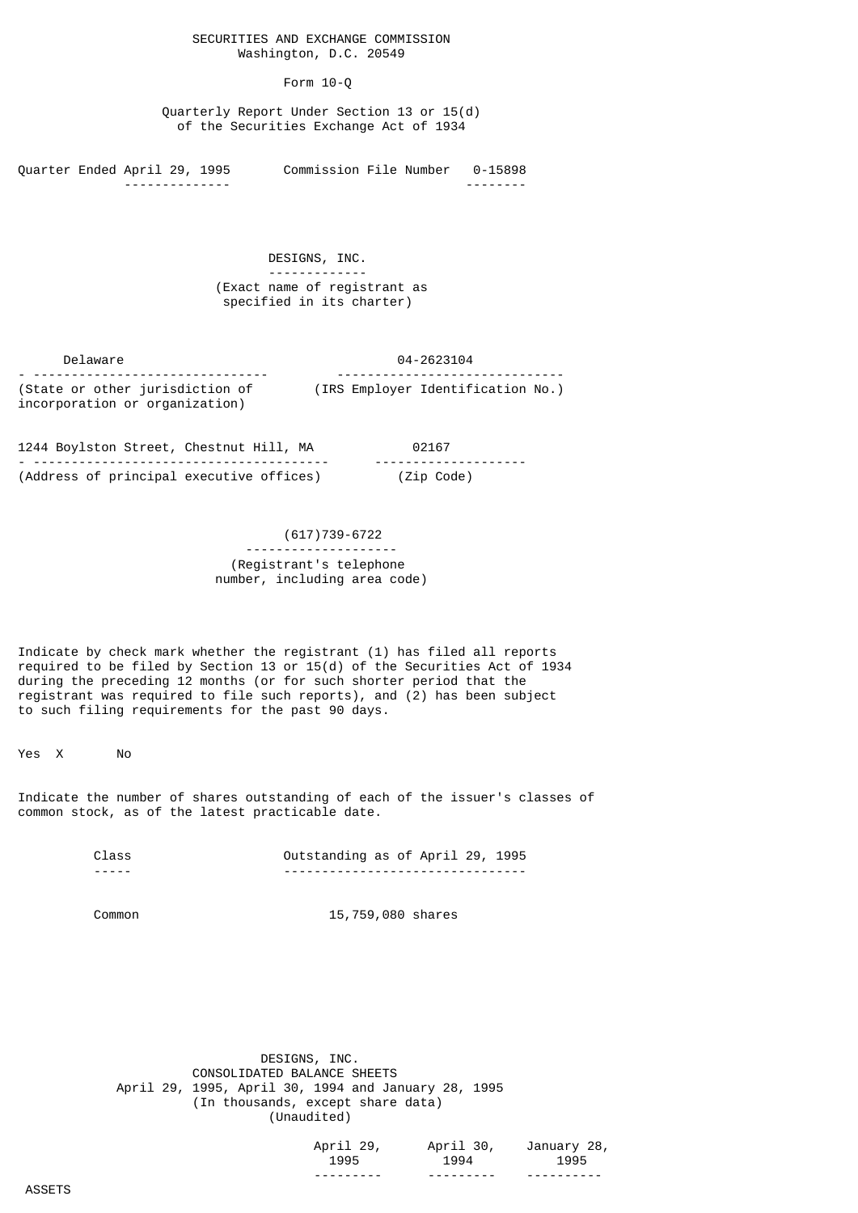SECURITIES AND EXCHANGE COMMISSION
Washington, D.C. 20549

Form 10-Q

Quarterly Report Under Section 13 or 15(d)
of the Securities Exchange Act of 1934

Quarter Ended April 29, 1995 Commission File Number 0-15898

# DESIGNS, INC.

(Exact name of registrant as specified in its charter)

| Delaware | 04-2623104 |
|---|---|
| (State or other jurisdiction of incorporation or organization) | (IRS Employer Identification No.) |

| 1244 Boylston Street, Chestnut Hill, MA | 02167 |
|---|---|
| (Address of principal executive offices) | (Zip Code) |

(617)739-6722
(Registrant's telephone number, including area code)

Indicate by check mark whether the registrant (1) has filed all reports required to be filed by Section 13 or 15(d) of the Securities Act of 1934 during the preceding 12 months (or for such shorter period that the registrant was required to file such reports), and (2) has been subject to such filing requirements for the past 90 days.

Yes X No

Indicate the number of shares outstanding of each of the issuer's classes of common stock, as of the latest practicable date.

| Class | Outstanding as of April 29, 1995 |
|---|---|
| Common | 15,759,080 shares |

DESIGNS, INC.
CONSOLIDATED BALANCE SHEETS
April 29, 1995, April 30, 1994 and January 28, 1995
(In thousands, except share data)
(Unaudited)

| | April 29, 1995 | April 30, 1994 | January 28, 1995 |
|---|---|---|---|
| ASSETS | | | |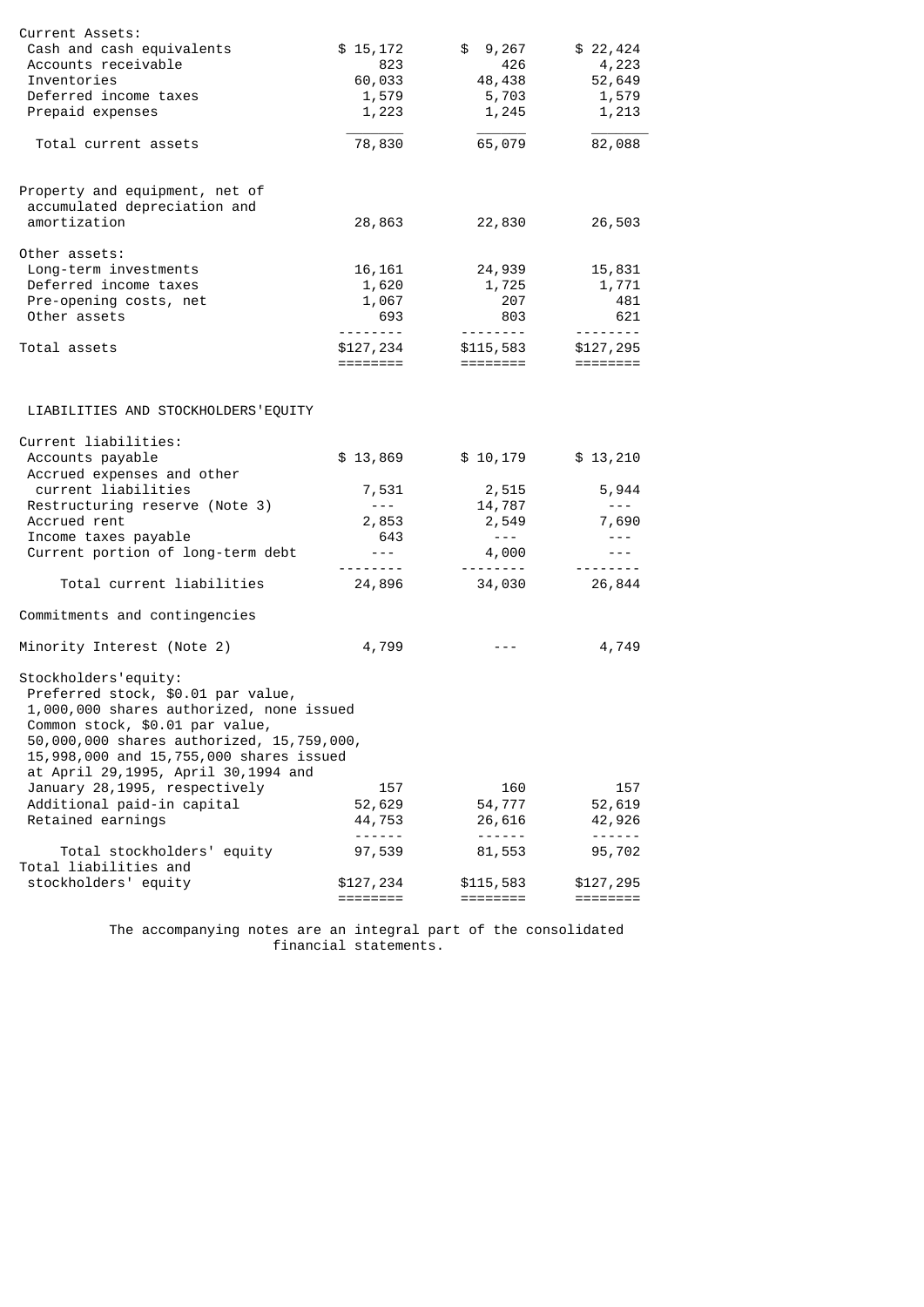| | | | |
|---|---|---|---|
| Current Assets: | | | |
| Cash and cash equivalents | $ 15,172 | $ 9,267 | $ 22,424 |
| Accounts receivable | 823 | 426 | 4,223 |
| Inventories | 60,033 | 48,438 | 52,649 |
| Deferred income taxes | 1,579 | 5,703 | 1,579 |
| Prepaid expenses | 1,223 | 1,245 | 1,213 |
| Total current assets | 78,830 | 65,079 | 82,088 |
| Property and equipment, net of accumulated depreciation and amortization | 28,863 | 22,830 | 26,503 |
| Other assets: | | | |
| Long-term investments | 16,161 | 24,939 | 15,831 |
| Deferred income taxes | 1,620 | 1,725 | 1,771 |
| Pre-opening costs, net | 1,067 | 207 | 481 |
| Other assets | 693 | 803 | 621 |
| Total assets | $127,234 | $115,583 | $127,295 |

LIABILITIES AND STOCKHOLDERS'EQUITY

| | | | |
|---|---|---|---|
| Current liabilities: | | | |
| Accounts payable | $ 13,869 | $ 10,179 | $ 13,210 |
| Accrued expenses and other current liabilities | 7,531 | 2,515 | 5,944 |
| Restructuring reserve (Note 3) | --- | 14,787 | --- |
| Accrued rent | 2,853 | 2,549 | 7,690 |
| Income taxes payable | 643 | --- | --- |
| Current portion of long-term debt | --- | 4,000 | --- |
| Total current liabilities | 24,896 | 34,030 | 26,844 |
| Commitments and contingencies | | | |
| Minority Interest (Note 2) | 4,799 | --- | 4,749 |
| Stockholders'equity: | | | |
| Preferred stock, $0.01 par value, 1,000,000 shares authorized, none issued | | | |
| Common stock, $0.01 par value, 50,000,000 shares authorized, 15,759,000, 15,998,000 and 15,755,000 shares issued at April 29,1995, April 30,1994 and January 28,1995, respectively | 157 | 160 | 157 |
| Additional paid-in capital | 52,629 | 54,777 | 52,619 |
| Retained earnings | 44,753 | 26,616 | 42,926 |
| Total stockholders' equity | 97,539 | 81,553 | 95,702 |
| Total liabilities and stockholders' equity | $127,234 | $115,583 | $127,295 |

The accompanying notes are an integral part of the consolidated financial statements.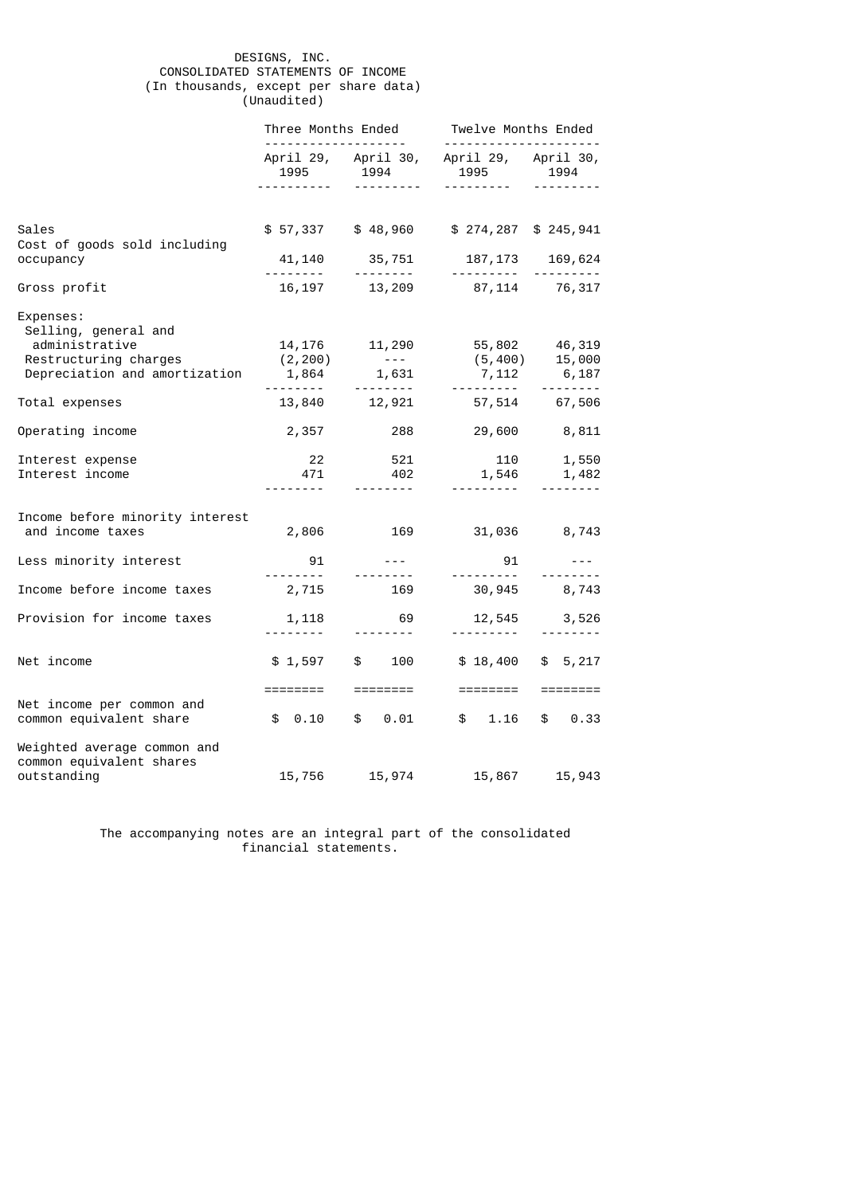DESIGNS, INC.
CONSOLIDATED STATEMENTS OF INCOME
(In thousands, except per share data)
(Unaudited)

| | Three Months Ended | | Twelve Months Ended | |
|---|---|---|---|---|
| | April 29, 1995 | April 30, 1994 | April 29, 1995 | April 30, 1994 |
| Sales | $ 57,337 | $ 48,960 | $ 274,287 | $ 245,941 |
| Cost of goods sold including occupancy | 41,140 | 35,751 | 187,173 | 169,624 |
| Gross profit | 16,197 | 13,209 | 87,114 | 76,317 |
| Expenses: | | | | |
| Selling, general and administrative | 14,176 | 11,290 | 55,802 | 46,319 |
| Restructuring charges | (2,200) | --- | (5,400) | 15,000 |
| Depreciation and amortization | 1,864 | 1,631 | 7,112 | 6,187 |
| Total expenses | 13,840 | 12,921 | 57,514 | 67,506 |
| Operating income | 2,357 | 288 | 29,600 | 8,811 |
| Interest expense | 22 | 521 | 110 | 1,550 |
| Interest income | 471 | 402 | 1,546 | 1,482 |
| Income before minority interest and income taxes | 2,806 | 169 | 31,036 | 8,743 |
| Less minority interest | 91 | --- | 91 | --- |
| Income before income taxes | 2,715 | 169 | 30,945 | 8,743 |
| Provision for income taxes | 1,118 | 69 | 12,545 | 3,526 |
| Net income | $ 1,597 | $ 100 | $ 18,400 | $ 5,217 |
| Net income per common and common equivalent share | $ 0.10 | $ 0.01 | $ 1.16 | $ 0.33 |
| Weighted average common and common equivalent shares outstanding | 15,756 | 15,974 | 15,867 | 15,943 |

The accompanying notes are an integral part of the consolidated financial statements.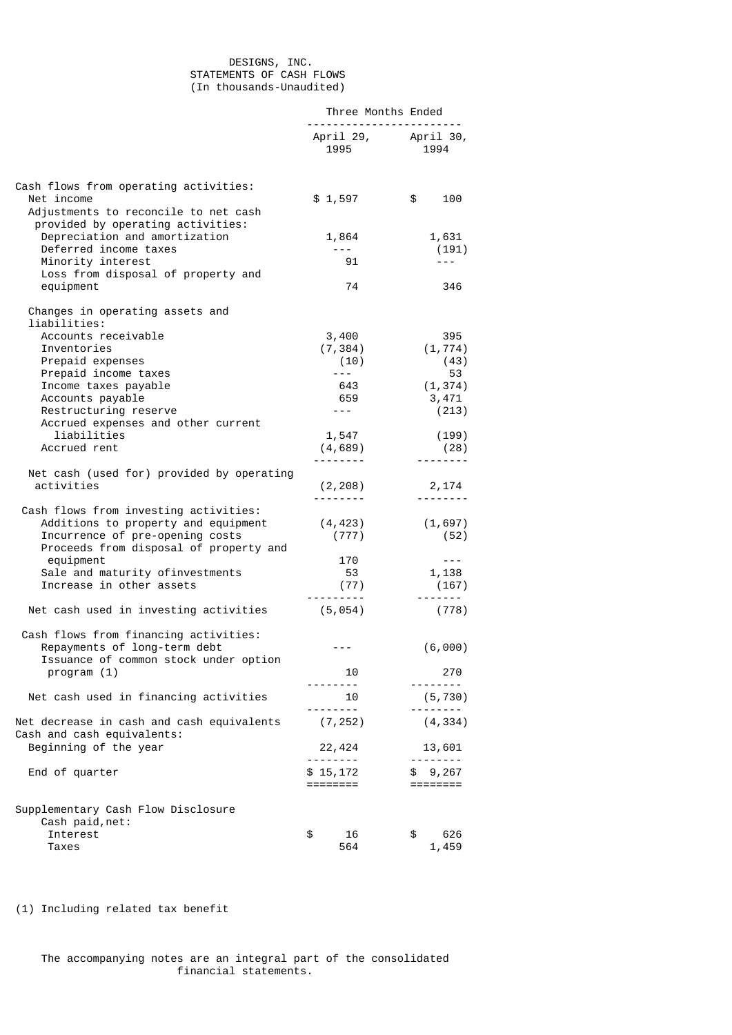DESIGNS, INC.
STATEMENTS OF CASH FLOWS
(In thousands-Unaudited)

| | Three Months Ended | |
|---|---|---|
| | April 29, 1995 | April 30, 1994 |
| **Cash flows from operating activities:** | | |
| Net income | $ 1,597 | $ 100 |
| Adjustments to reconcile to net cash provided by operating activities: | | |
| Depreciation and amortization | 1,864 | 1,631 |
| Deferred income taxes | --- | (191) |
| Minority interest | 91 | --- |
| Loss from disposal of property and equipment | 74 | 346 |
| Changes in operating assets and liabilities: | | |
| Accounts receivable | 3,400 | 395 |
| Inventories | (7,384) | (1,774) |
| Prepaid expenses | (10) | (43) |
| Prepaid income taxes | --- | 53 |
| Income taxes payable | 643 | (1,374) |
| Accounts payable | 659 | 3,471 |
| Restructuring reserve | --- | (213) |
| Accrued expenses and other current liabilities | 1,547 | (199) |
| Accrued rent | (4,689) | (28) |
| Net cash (used for) provided by operating activities | (2,208) | 2,174 |
| **Cash flows from investing activities:** | | |
| Additions to property and equipment | (4,423) | (1,697) |
| Incurrence of pre-opening costs | (777) | (52) |
| Proceeds from disposal of property and equipment | 170 | --- |
| Sale and maturity ofinvestments | 53 | 1,138 |
| Increase in other assets | (77) | (167) |
| Net cash used in investing activities | (5,054) | (778) |
| **Cash flows from financing activities:** | | |
| Repayments of long-term debt | --- | (6,000) |
| Issuance of common stock under option program (1) | 10 | 270 |
| Net cash used in financing activities | 10 | (5,730) |
| Net decrease in cash and cash equivalents | (7,252) | (4,334) |
| Cash and cash equivalents: | | |
| Beginning of the year | 22,424 | 13,601 |
| End of quarter | $ 15,172 | $ 9,267 |
| **Supplementary Cash Flow Disclosure** | | |
| Cash paid,net: | | |
| Interest | $ 16 | $ 626 |
| Taxes | 564 | 1,459 |

(1) Including related tax benefit

The accompanying notes are an integral part of the consolidated financial statements.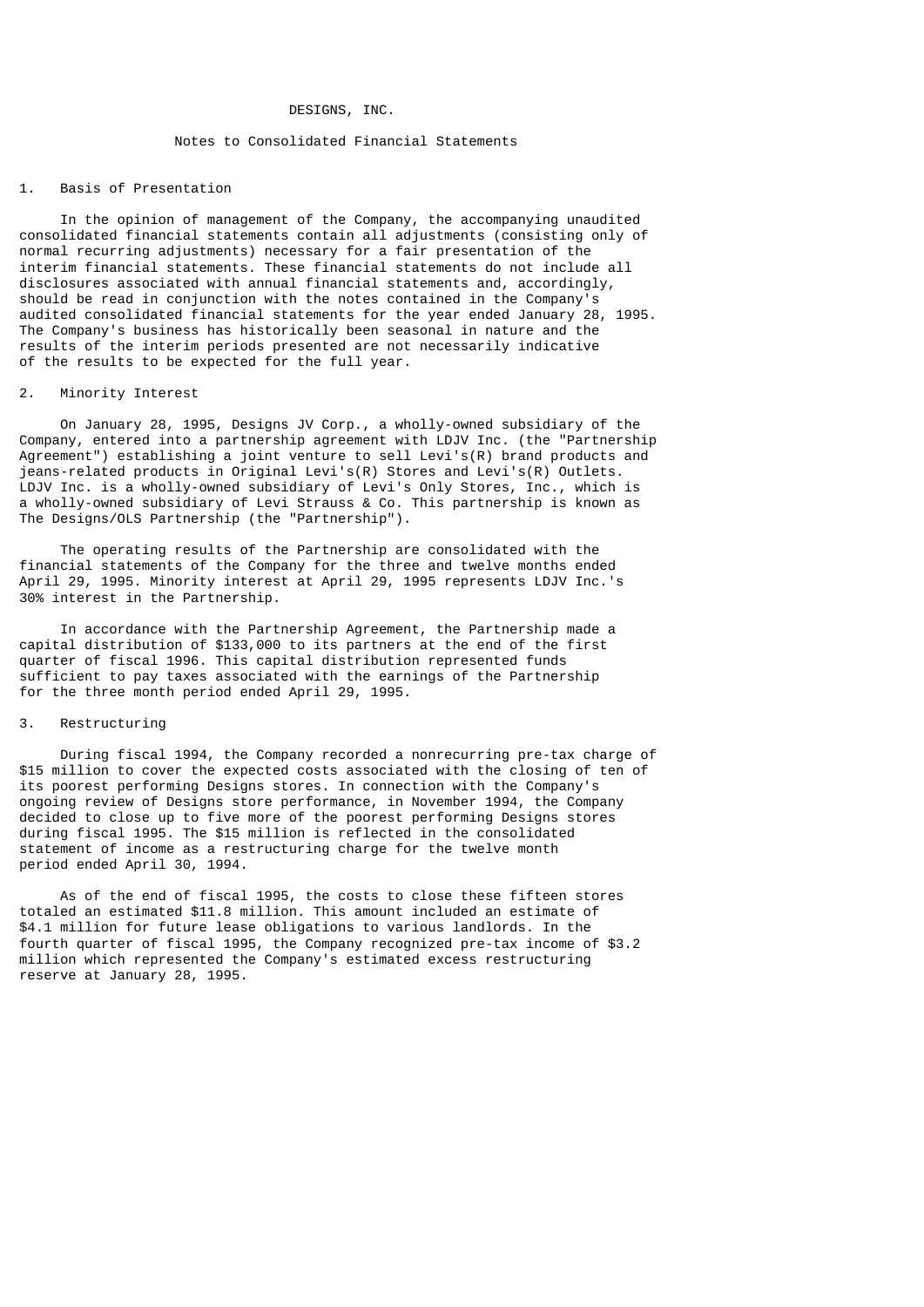# DESIGNS, INC.

## Notes to Consolidated Financial Statements

### 1. Basis of Presentation

In the opinion of management of the Company, the accompanying unaudited consolidated financial statements contain all adjustments (consisting only of normal recurring adjustments) necessary for a fair presentation of the interim financial statements. These financial statements do not include all disclosures associated with annual financial statements and, accordingly, should be read in conjunction with the notes contained in the Company's audited consolidated financial statements for the year ended January 28, 1995. The Company's business has historically been seasonal in nature and the results of the interim periods presented are not necessarily indicative of the results to be expected for the full year.

### 2. Minority Interest

On January 28, 1995, Designs JV Corp., a wholly-owned subsidiary of the Company, entered into a partnership agreement with LDJV Inc. (the "Partnership Agreement") establishing a joint venture to sell Levi's(R) brand products and jeans-related products in Original Levi's(R) Stores and Levi's(R) Outlets. LDJV Inc. is a wholly-owned subsidiary of Levi's Only Stores, Inc., which is a wholly-owned subsidiary of Levi Strauss & Co. This partnership is known as The Designs/OLS Partnership (the "Partnership").

The operating results of the Partnership are consolidated with the financial statements of the Company for the three and twelve months ended April 29, 1995. Minority interest at April 29, 1995 represents LDJV Inc.'s 30% interest in the Partnership.

In accordance with the Partnership Agreement, the Partnership made a capital distribution of $133,000 to its partners at the end of the first quarter of fiscal 1996. This capital distribution represented funds sufficient to pay taxes associated with the earnings of the Partnership for the three month period ended April 29, 1995.

### 3. Restructuring

During fiscal 1994, the Company recorded a nonrecurring pre-tax charge of $15 million to cover the expected costs associated with the closing of ten of its poorest performing Designs stores. In connection with the Company's ongoing review of Designs store performance, in November 1994, the Company decided to close up to five more of the poorest performing Designs stores during fiscal 1995. The $15 million is reflected in the consolidated statement of income as a restructuring charge for the twelve month period ended April 30, 1994.

As of the end of fiscal 1995, the costs to close these fifteen stores totaled an estimated $11.8 million. This amount included an estimate of $4.1 million for future lease obligations to various landlords. In the fourth quarter of fiscal 1995, the Company recognized pre-tax income of $3.2 million which represented the Company's estimated excess restructuring reserve at January 28, 1995.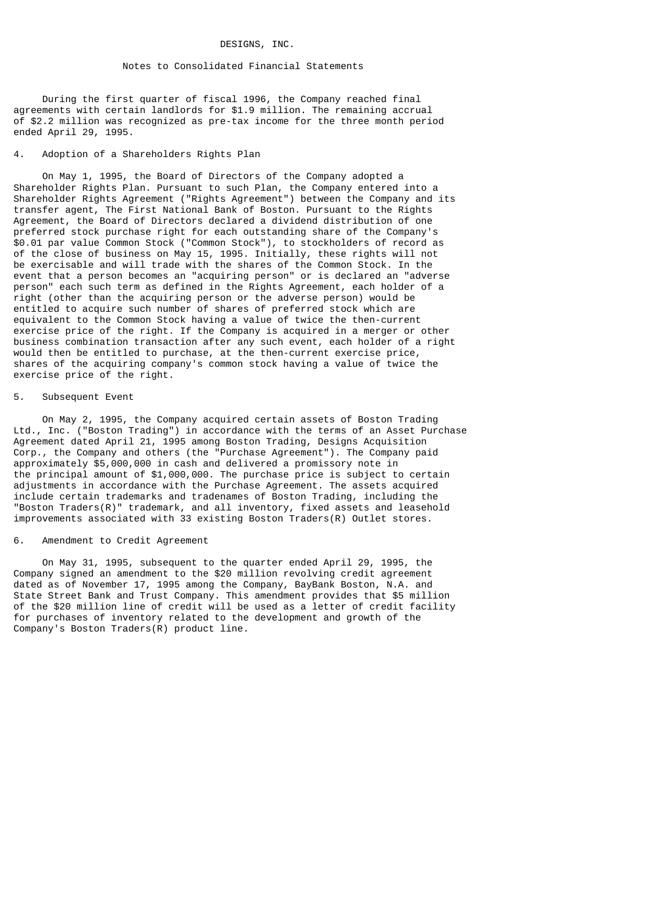DESIGNS, INC.

Notes to Consolidated Financial Statements

During the first quarter of fiscal 1996, the Company reached final agreements with certain landlords for $1.9 million. The remaining accrual of $2.2 million was recognized as pre-tax income for the three month period ended April 29, 1995.

## 4. Adoption of a Shareholders Rights Plan

On May 1, 1995, the Board of Directors of the Company adopted a Shareholder Rights Plan. Pursuant to such Plan, the Company entered into a Shareholder Rights Agreement ("Rights Agreement") between the Company and its transfer agent, The First National Bank of Boston. Pursuant to the Rights Agreement, the Board of Directors declared a dividend distribution of one preferred stock purchase right for each outstanding share of the Company's $0.01 par value Common Stock ("Common Stock"), to stockholders of record as of the close of business on May 15, 1995. Initially, these rights will not be exercisable and will trade with the shares of the Common Stock. In the event that a person becomes an "acquiring person" or is declared an "adverse person" each such term as defined in the Rights Agreement, each holder of a right (other than the acquiring person or the adverse person) would be entitled to acquire such number of shares of preferred stock which are equivalent to the Common Stock having a value of twice the then-current exercise price of the right. If the Company is acquired in a merger or other business combination transaction after any such event, each holder of a right would then be entitled to purchase, at the then-current exercise price, shares of the acquiring company's common stock having a value of twice the exercise price of the right.

## 5. Subsequent Event

On May 2, 1995, the Company acquired certain assets of Boston Trading Ltd., Inc. ("Boston Trading") in accordance with the terms of an Asset Purchase Agreement dated April 21, 1995 among Boston Trading, Designs Acquisition Corp., the Company and others (the "Purchase Agreement"). The Company paid approximately $5,000,000 in cash and delivered a promissory note in the principal amount of $1,000,000. The purchase price is subject to certain adjustments in accordance with the Purchase Agreement. The assets acquired include certain trademarks and tradenames of Boston Trading, including the "Boston Traders(R)" trademark, and all inventory, fixed assets and leasehold improvements associated with 33 existing Boston Traders(R) Outlet stores.

## 6. Amendment to Credit Agreement

On May 31, 1995, subsequent to the quarter ended April 29, 1995, the Company signed an amendment to the $20 million revolving credit agreement dated as of November 17, 1995 among the Company, BayBank Boston, N.A. and State Street Bank and Trust Company. This amendment provides that $5 million of the $20 million line of credit will be used as a letter of credit facility for purchases of inventory related to the development and growth of the Company's Boston Traders(R) product line.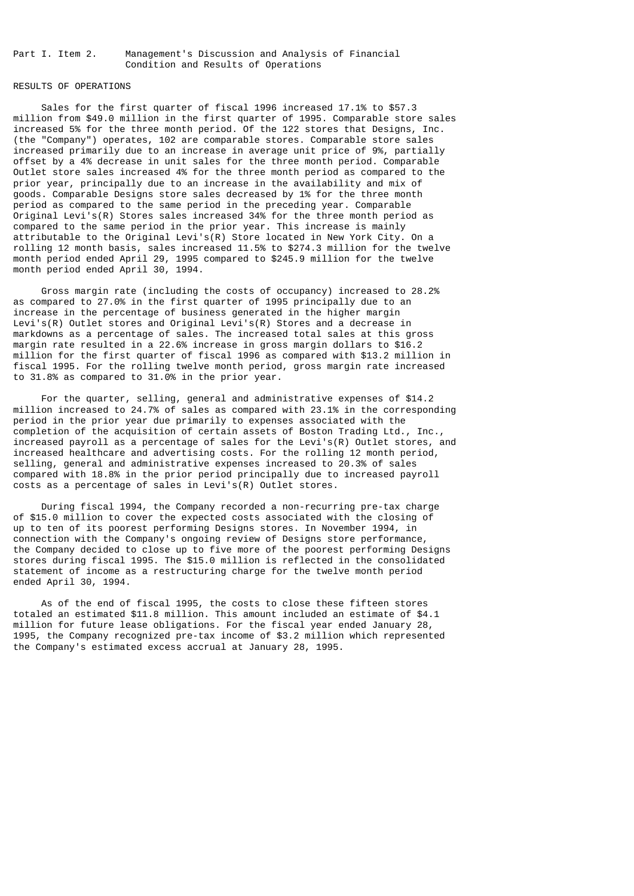Part I. Item 2. Management's Discussion and Analysis of Financial Condition and Results of Operations

## RESULTS OF OPERATIONS

Sales for the first quarter of fiscal 1996 increased 17.1% to $57.3 million from $49.0 million in the first quarter of 1995. Comparable store sales increased 5% for the three month period. Of the 122 stores that Designs, Inc. (the "Company") operates, 102 are comparable stores. Comparable store sales increased primarily due to an increase in average unit price of 9%, partially offset by a 4% decrease in unit sales for the three month period. Comparable Outlet store sales increased 4% for the three month period as compared to the prior year, principally due to an increase in the availability and mix of goods. Comparable Designs store sales decreased by 1% for the three month period as compared to the same period in the preceding year. Comparable Original Levi's(R) Stores sales increased 34% for the three month period as compared to the same period in the prior year. This increase is mainly attributable to the Original Levi's(R) Store located in New York City. On a rolling 12 month basis, sales increased 11.5% to $274.3 million for the twelve month period ended April 29, 1995 compared to $245.9 million for the twelve month period ended April 30, 1994.

Gross margin rate (including the costs of occupancy) increased to 28.2% as compared to 27.0% in the first quarter of 1995 principally due to an increase in the percentage of business generated in the higher margin Levi's(R) Outlet stores and Original Levi's(R) Stores and a decrease in markdowns as a percentage of sales. The increased total sales at this gross margin rate resulted in a 22.6% increase in gross margin dollars to $16.2 million for the first quarter of fiscal 1996 as compared with $13.2 million in fiscal 1995. For the rolling twelve month period, gross margin rate increased to 31.8% as compared to 31.0% in the prior year.

For the quarter, selling, general and administrative expenses of $14.2 million increased to 24.7% of sales as compared with 23.1% in the corresponding period in the prior year due primarily to expenses associated with the completion of the acquisition of certain assets of Boston Trading Ltd., Inc., increased payroll as a percentage of sales for the Levi's(R) Outlet stores, and increased healthcare and advertising costs. For the rolling 12 month period, selling, general and administrative expenses increased to 20.3% of sales compared with 18.8% in the prior period principally due to increased payroll costs as a percentage of sales in Levi's(R) Outlet stores.

During fiscal 1994, the Company recorded a non-recurring pre-tax charge of $15.0 million to cover the expected costs associated with the closing of up to ten of its poorest performing Designs stores. In November 1994, in connection with the Company's ongoing review of Designs store performance, the Company decided to close up to five more of the poorest performing Designs stores during fiscal 1995. The $15.0 million is reflected in the consolidated statement of income as a restructuring charge for the twelve month period ended April 30, 1994.

As of the end of fiscal 1995, the costs to close these fifteen stores totaled an estimated $11.8 million. This amount included an estimate of $4.1 million for future lease obligations. For the fiscal year ended January 28, 1995, the Company recognized pre-tax income of $3.2 million which represented the Company's estimated excess accrual at January 28, 1995.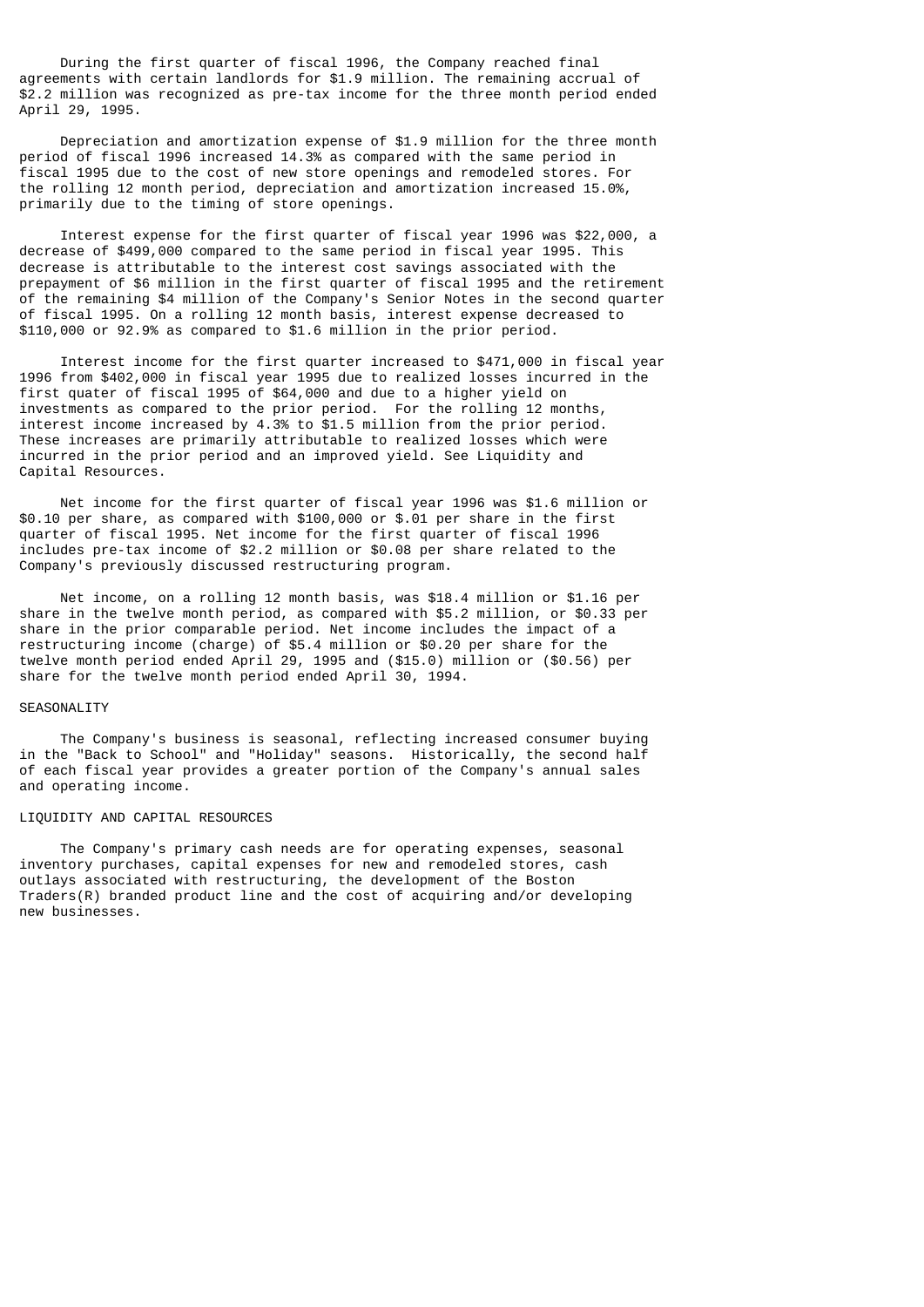During the first quarter of fiscal 1996, the Company reached final agreements with certain landlords for $1.9 million. The remaining accrual of $2.2 million was recognized as pre-tax income for the three month period ended April 29, 1995.

Depreciation and amortization expense of $1.9 million for the three month period of fiscal 1996 increased 14.3% as compared with the same period in fiscal 1995 due to the cost of new store openings and remodeled stores. For the rolling 12 month period, depreciation and amortization increased 15.0%, primarily due to the timing of store openings.

Interest expense for the first quarter of fiscal year 1996 was $22,000, a decrease of $499,000 compared to the same period in fiscal year 1995. This decrease is attributable to the interest cost savings associated with the prepayment of $6 million in the first quarter of fiscal 1995 and the retirement of the remaining $4 million of the Company's Senior Notes in the second quarter of fiscal 1995. On a rolling 12 month basis, interest expense decreased to $110,000 or 92.9% as compared to $1.6 million in the prior period.

Interest income for the first quarter increased to $471,000 in fiscal year 1996 from $402,000 in fiscal year 1995 due to realized losses incurred in the first quater of fiscal 1995 of $64,000 and due to a higher yield on investments as compared to the prior period. For the rolling 12 months, interest income increased by 4.3% to $1.5 million from the prior period. These increases are primarily attributable to realized losses which were incurred in the prior period and an improved yield. See Liquidity and Capital Resources.

Net income for the first quarter of fiscal year 1996 was $1.6 million or $0.10 per share, as compared with $100,000 or $.01 per share in the first quarter of fiscal 1995. Net income for the first quarter of fiscal 1996 includes pre-tax income of $2.2 million or $0.08 per share related to the Company's previously discussed restructuring program.

Net income, on a rolling 12 month basis, was $18.4 million or $1.16 per share in the twelve month period, as compared with $5.2 million, or $0.33 per share in the prior comparable period. Net income includes the impact of a restructuring income (charge) of $5.4 million or $0.20 per share for the twelve month period ended April 29, 1995 and ($15.0) million or ($0.56) per share for the twelve month period ended April 30, 1994.

## SEASONALITY

The Company's business is seasonal, reflecting increased consumer buying in the "Back to School" and "Holiday" seasons. Historically, the second half of each fiscal year provides a greater portion of the Company's annual sales and operating income.

## LIQUIDITY AND CAPITAL RESOURCES

The Company's primary cash needs are for operating expenses, seasonal inventory purchases, capital expenses for new and remodeled stores, cash outlays associated with restructuring, the development of the Boston Traders(R) branded product line and the cost of acquiring and/or developing new businesses.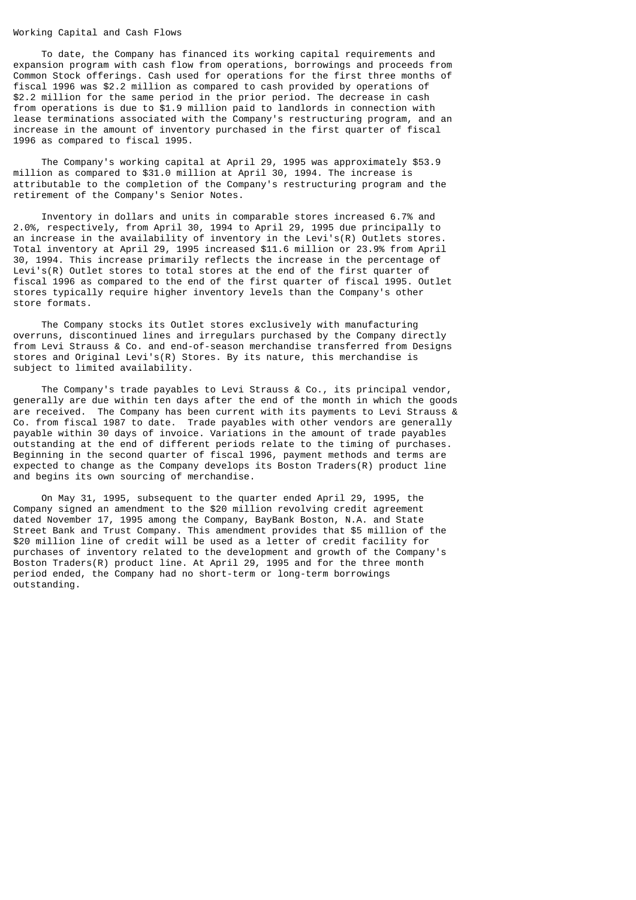## Working Capital and Cash Flows

To date, the Company has financed its working capital requirements and expansion program with cash flow from operations, borrowings and proceeds from Common Stock offerings. Cash used for operations for the first three months of fiscal 1996 was $2.2 million as compared to cash provided by operations of $2.2 million for the same period in the prior period. The decrease in cash from operations is due to $1.9 million paid to landlords in connection with lease terminations associated with the Company's restructuring program, and an increase in the amount of inventory purchased in the first quarter of fiscal 1996 as compared to fiscal 1995.

The Company's working capital at April 29, 1995 was approximately $53.9 million as compared to $31.0 million at April 30, 1994. The increase is attributable to the completion of the Company's restructuring program and the retirement of the Company's Senior Notes.

Inventory in dollars and units in comparable stores increased 6.7% and 2.0%, respectively, from April 30, 1994 to April 29, 1995 due principally to an increase in the availability of inventory in the Levi's(R) Outlets stores. Total inventory at April 29, 1995 increased $11.6 million or 23.9% from April 30, 1994. This increase primarily reflects the increase in the percentage of Levi's(R) Outlet stores to total stores at the end of the first quarter of fiscal 1996 as compared to the end of the first quarter of fiscal 1995. Outlet stores typically require higher inventory levels than the Company's other store formats.

The Company stocks its Outlet stores exclusively with manufacturing overruns, discontinued lines and irregulars purchased by the Company directly from Levi Strauss & Co. and end-of-season merchandise transferred from Designs stores and Original Levi's(R) Stores. By its nature, this merchandise is subject to limited availability.

The Company's trade payables to Levi Strauss & Co., its principal vendor, generally are due within ten days after the end of the month in which the goods are received. The Company has been current with its payments to Levi Strauss & Co. from fiscal 1987 to date. Trade payables with other vendors are generally payable within 30 days of invoice. Variations in the amount of trade payables outstanding at the end of different periods relate to the timing of purchases. Beginning in the second quarter of fiscal 1996, payment methods and terms are expected to change as the Company develops its Boston Traders(R) product line and begins its own sourcing of merchandise.

On May 31, 1995, subsequent to the quarter ended April 29, 1995, the Company signed an amendment to the $20 million revolving credit agreement dated November 17, 1995 among the Company, BayBank Boston, N.A. and State Street Bank and Trust Company. This amendment provides that $5 million of the $20 million line of credit will be used as a letter of credit facility for purchases of inventory related to the development and growth of the Company's Boston Traders(R) product line. At April 29, 1995 and for the three month period ended, the Company had no short-term or long-term borrowings outstanding.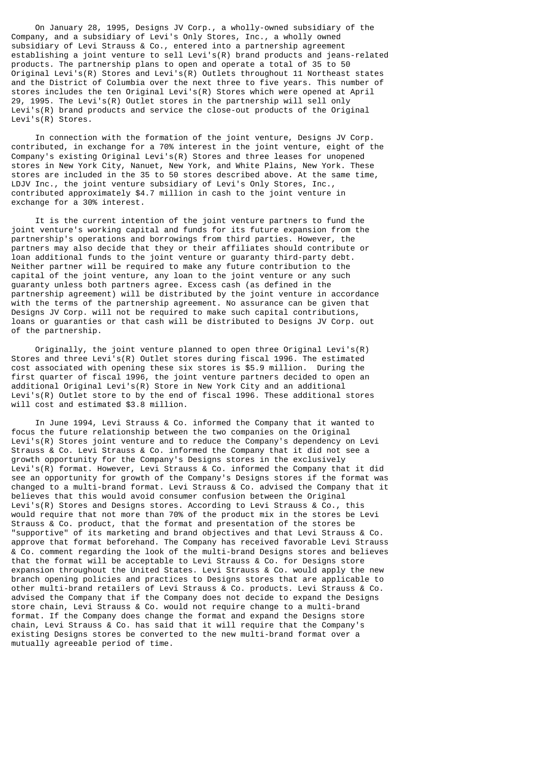On January 28, 1995, Designs JV Corp., a wholly-owned subsidiary of the Company, and a subsidiary of Levi's Only Stores, Inc., a wholly owned subsidiary of Levi Strauss & Co., entered into a partnership agreement establishing a joint venture to sell Levi's(R) brand products and jeans-related products. The partnership plans to open and operate a total of 35 to 50 Original Levi's(R) Stores and Levi's(R) Outlets throughout 11 Northeast states and the District of Columbia over the next three to five years. This number of stores includes the ten Original Levi's(R) Stores which were opened at April 29, 1995. The Levi's(R) Outlet stores in the partnership will sell only Levi's(R) brand products and service the close-out products of the Original Levi's(R) Stores.

In connection with the formation of the joint venture, Designs JV Corp. contributed, in exchange for a 70% interest in the joint venture, eight of the Company's existing Original Levi's(R) Stores and three leases for unopened stores in New York City, Nanuet, New York, and White Plains, New York. These stores are included in the 35 to 50 stores described above. At the same time, LDJV Inc., the joint venture subsidiary of Levi's Only Stores, Inc., contributed approximately $4.7 million in cash to the joint venture in exchange for a 30% interest.

It is the current intention of the joint venture partners to fund the joint venture's working capital and funds for its future expansion from the partnership's operations and borrowings from third parties. However, the partners may also decide that they or their affiliates should contribute or loan additional funds to the joint venture or guaranty third-party debt. Neither partner will be required to make any future contribution to the capital of the joint venture, any loan to the joint venture or any such guaranty unless both partners agree. Excess cash (as defined in the partnership agreement) will be distributed by the joint venture in accordance with the terms of the partnership agreement. No assurance can be given that Designs JV Corp. will not be required to make such capital contributions, loans or guaranties or that cash will be distributed to Designs JV Corp. out of the partnership.

Originally, the joint venture planned to open three Original Levi's(R) Stores and three Levi's(R) Outlet stores during fiscal 1996. The estimated cost associated with opening these six stores is $5.9 million. During the first quarter of fiscal 1996, the joint venture partners decided to open an additional Original Levi's(R) Store in New York City and an additional Levi's(R) Outlet store to by the end of fiscal 1996. These additional stores will cost and estimated $3.8 million.

In June 1994, Levi Strauss & Co. informed the Company that it wanted to focus the future relationship between the two companies on the Original Levi's(R) Stores joint venture and to reduce the Company's dependency on Levi Strauss & Co. Levi Strauss & Co. informed the Company that it did not see a growth opportunity for the Company's Designs stores in the exclusively Levi's(R) format. However, Levi Strauss & Co. informed the Company that it did see an opportunity for growth of the Company's Designs stores if the format was changed to a multi-brand format. Levi Strauss & Co. advised the Company that it believes that this would avoid consumer confusion between the Original Levi's(R) Stores and Designs stores. According to Levi Strauss & Co., this would require that not more than 70% of the product mix in the stores be Levi Strauss & Co. product, that the format and presentation of the stores be "supportive" of its marketing and brand objectives and that Levi Strauss & Co. approve that format beforehand. The Company has received favorable Levi Strauss & Co. comment regarding the look of the multi-brand Designs stores and believes that the format will be acceptable to Levi Strauss & Co. for Designs store expansion throughout the United States. Levi Strauss & Co. would apply the new branch opening policies and practices to Designs stores that are applicable to other multi-brand retailers of Levi Strauss & Co. products. Levi Strauss & Co. advised the Company that if the Company does not decide to expand the Designs store chain, Levi Strauss & Co. would not require change to a multi-brand format. If the Company does change the format and expand the Designs store chain, Levi Strauss & Co. has said that it will require that the Company's existing Designs stores be converted to the new multi-brand format over a mutually agreeable period of time.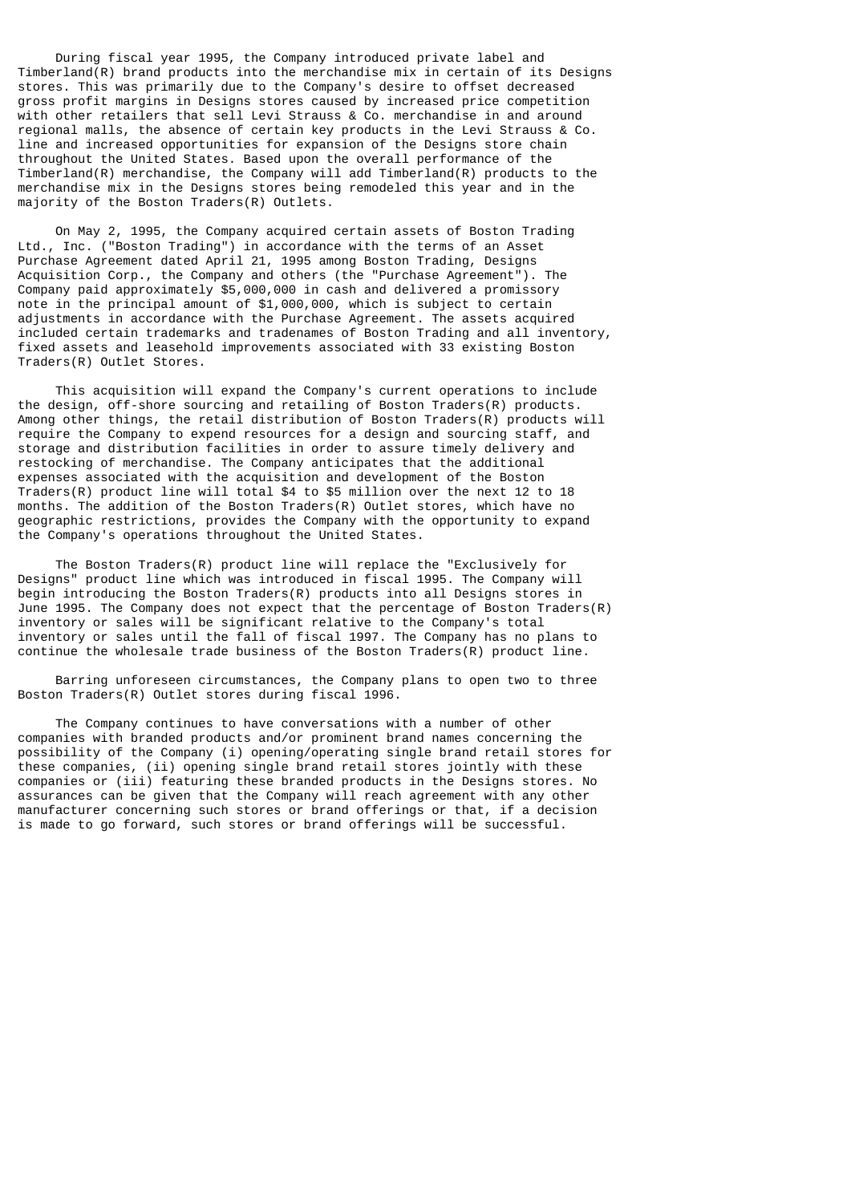During fiscal year 1995, the Company introduced private label and Timberland(R) brand products into the merchandise mix in certain of its Designs stores. This was primarily due to the Company's desire to offset decreased gross profit margins in Designs stores caused by increased price competition with other retailers that sell Levi Strauss & Co. merchandise in and around regional malls, the absence of certain key products in the Levi Strauss & Co. line and increased opportunities for expansion of the Designs store chain throughout the United States. Based upon the overall performance of the Timberland(R) merchandise, the Company will add Timberland(R) products to the merchandise mix in the Designs stores being remodeled this year and in the majority of the Boston Traders(R) Outlets.

On May 2, 1995, the Company acquired certain assets of Boston Trading Ltd., Inc. ("Boston Trading") in accordance with the terms of an Asset Purchase Agreement dated April 21, 1995 among Boston Trading, Designs Acquisition Corp., the Company and others (the "Purchase Agreement"). The Company paid approximately $5,000,000 in cash and delivered a promissory note in the principal amount of $1,000,000, which is subject to certain adjustments in accordance with the Purchase Agreement. The assets acquired included certain trademarks and tradenames of Boston Trading and all inventory, fixed assets and leasehold improvements associated with 33 existing Boston Traders(R) Outlet Stores.

This acquisition will expand the Company's current operations to include the design, off-shore sourcing and retailing of Boston Traders(R) products. Among other things, the retail distribution of Boston Traders(R) products will require the Company to expend resources for a design and sourcing staff, and storage and distribution facilities in order to assure timely delivery and restocking of merchandise. The Company anticipates that the additional expenses associated with the acquisition and development of the Boston Traders(R) product line will total $4 to $5 million over the next 12 to 18 months. The addition of the Boston Traders(R) Outlet stores, which have no geographic restrictions, provides the Company with the opportunity to expand the Company's operations throughout the United States.

The Boston Traders(R) product line will replace the "Exclusively for Designs" product line which was introduced in fiscal 1995. The Company will begin introducing the Boston Traders(R) products into all Designs stores in June 1995. The Company does not expect that the percentage of Boston Traders(R) inventory or sales will be significant relative to the Company's total inventory or sales until the fall of fiscal 1997. The Company has no plans to continue the wholesale trade business of the Boston Traders(R) product line.

Barring unforeseen circumstances, the Company plans to open two to three Boston Traders(R) Outlet stores during fiscal 1996.

The Company continues to have conversations with a number of other companies with branded products and/or prominent brand names concerning the possibility of the Company (i) opening/operating single brand retail stores for these companies, (ii) opening single brand retail stores jointly with these companies or (iii) featuring these branded products in the Designs stores. No assurances can be given that the Company will reach agreement with any other manufacturer concerning such stores or brand offerings or that, if a decision is made to go forward, such stores or brand offerings will be successful.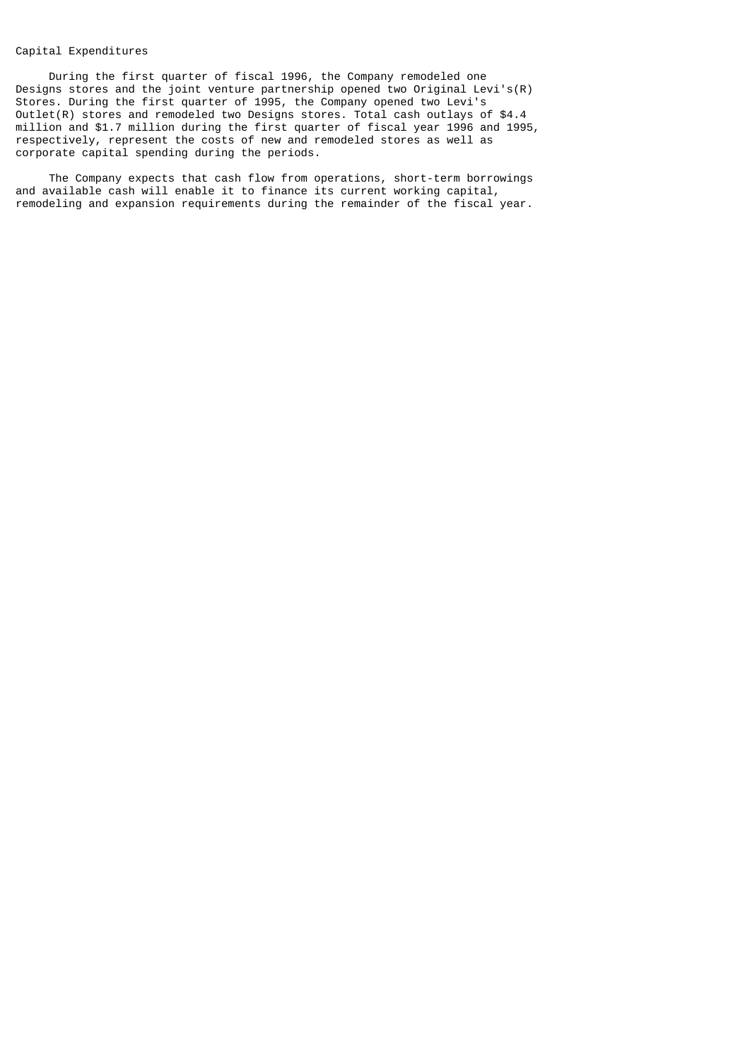## Capital Expenditures

During the first quarter of fiscal 1996, the Company remodeled one Designs stores and the joint venture partnership opened two Original Levi's(R) Stores. During the first quarter of 1995, the Company opened two Levi's Outlet(R) stores and remodeled two Designs stores. Total cash outlays of $4.4 million and $1.7 million during the first quarter of fiscal year 1996 and 1995, respectively, represent the costs of new and remodeled stores as well as corporate capital spending during the periods.

The Company expects that cash flow from operations, short-term borrowings and available cash will enable it to finance its current working capital, remodeling and expansion requirements during the remainder of the fiscal year.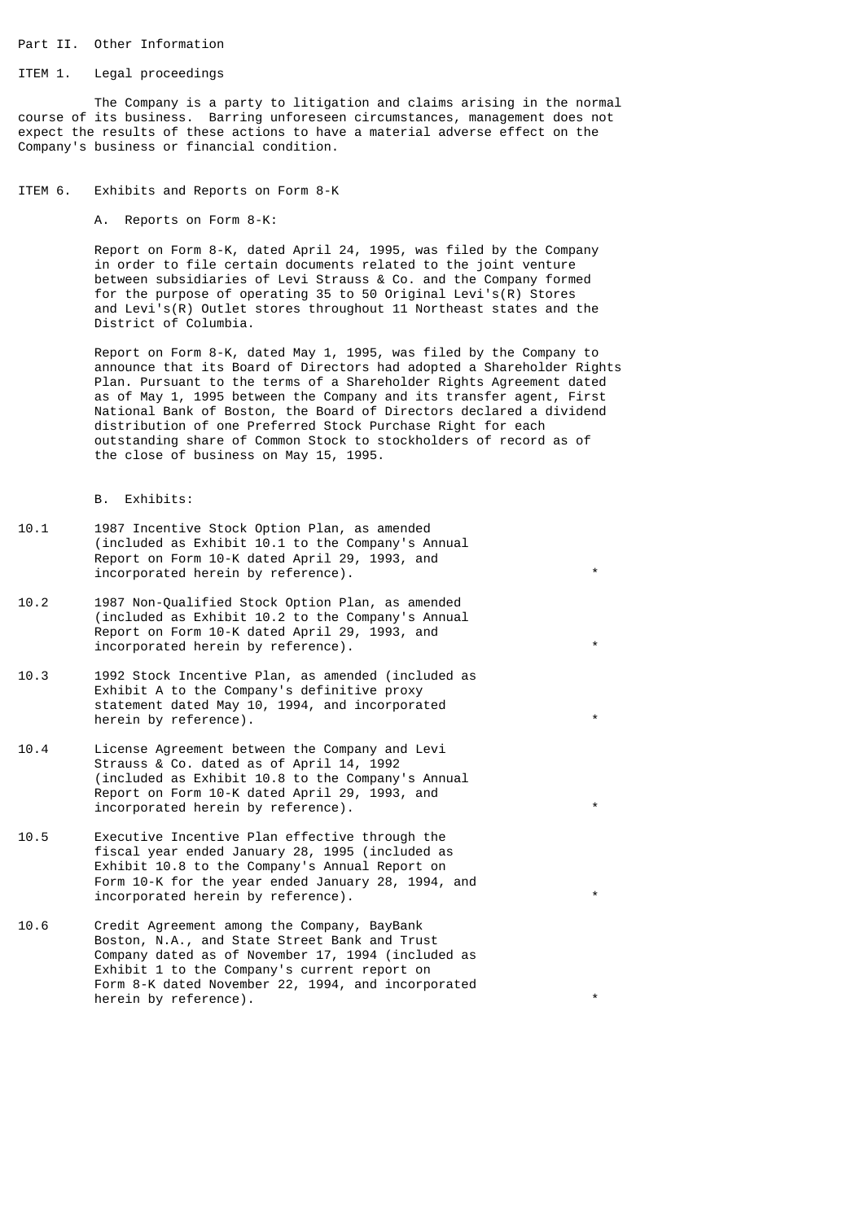## Part II. Other Information

### ITEM 1. Legal proceedings

The Company is a party to litigation and claims arising in the normal course of its business. Barring unforeseen circumstances, management does not expect the results of these actions to have a material adverse effect on the Company's business or financial condition.

### ITEM 6. Exhibits and Reports on Form 8-K

A. Reports on Form 8-K:

Report on Form 8-K, dated April 24, 1995, was filed by the Company in order to file certain documents related to the joint venture between subsidiaries of Levi Strauss & Co. and the Company formed for the purpose of operating 35 to 50 Original Levi's(R) Stores and Levi's(R) Outlet stores throughout 11 Northeast states and the District of Columbia.

Report on Form 8-K, dated May 1, 1995, was filed by the Company to announce that its Board of Directors had adopted a Shareholder Rights Plan. Pursuant to the terms of a Shareholder Rights Agreement dated as of May 1, 1995 between the Company and its transfer agent, First National Bank of Boston, the Board of Directors declared a dividend distribution of one Preferred Stock Purchase Right for each outstanding share of Common Stock to stockholders of record as of the close of business on May 15, 1995.

B. Exhibits:

| | | |
|---|---|---|
| 10.1 | 1987 Incentive Stock Option Plan, as amended (included as Exhibit 10.1 to the Company's Annual Report on Form 10-K dated April 29, 1993, and incorporated herein by reference). | * |
| 10.2 | 1987 Non-Qualified Stock Option Plan, as amended (included as Exhibit 10.2 to the Company's Annual Report on Form 10-K dated April 29, 1993, and incorporated herein by reference). | * |
| 10.3 | 1992 Stock Incentive Plan, as amended (included as Exhibit A to the Company's definitive proxy statement dated May 10, 1994, and incorporated herein by reference). | * |
| 10.4 | License Agreement between the Company and Levi Strauss & Co. dated as of April 14, 1992 (included as Exhibit 10.8 to the Company's Annual Report on Form 10-K dated April 29, 1993, and incorporated herein by reference). | * |
| 10.5 | Executive Incentive Plan effective through the fiscal year ended January 28, 1995 (included as Exhibit 10.8 to the Company's Annual Report on Form 10-K for the year ended January 28, 1994, and incorporated herein by reference). | * |
| 10.6 | Credit Agreement among the Company, BayBank Boston, N.A., and State Street Bank and Trust Company dated as of November 17, 1994 (included as Exhibit 1 to the Company's current report on Form 8-K dated November 22, 1994, and incorporated herein by reference). | * |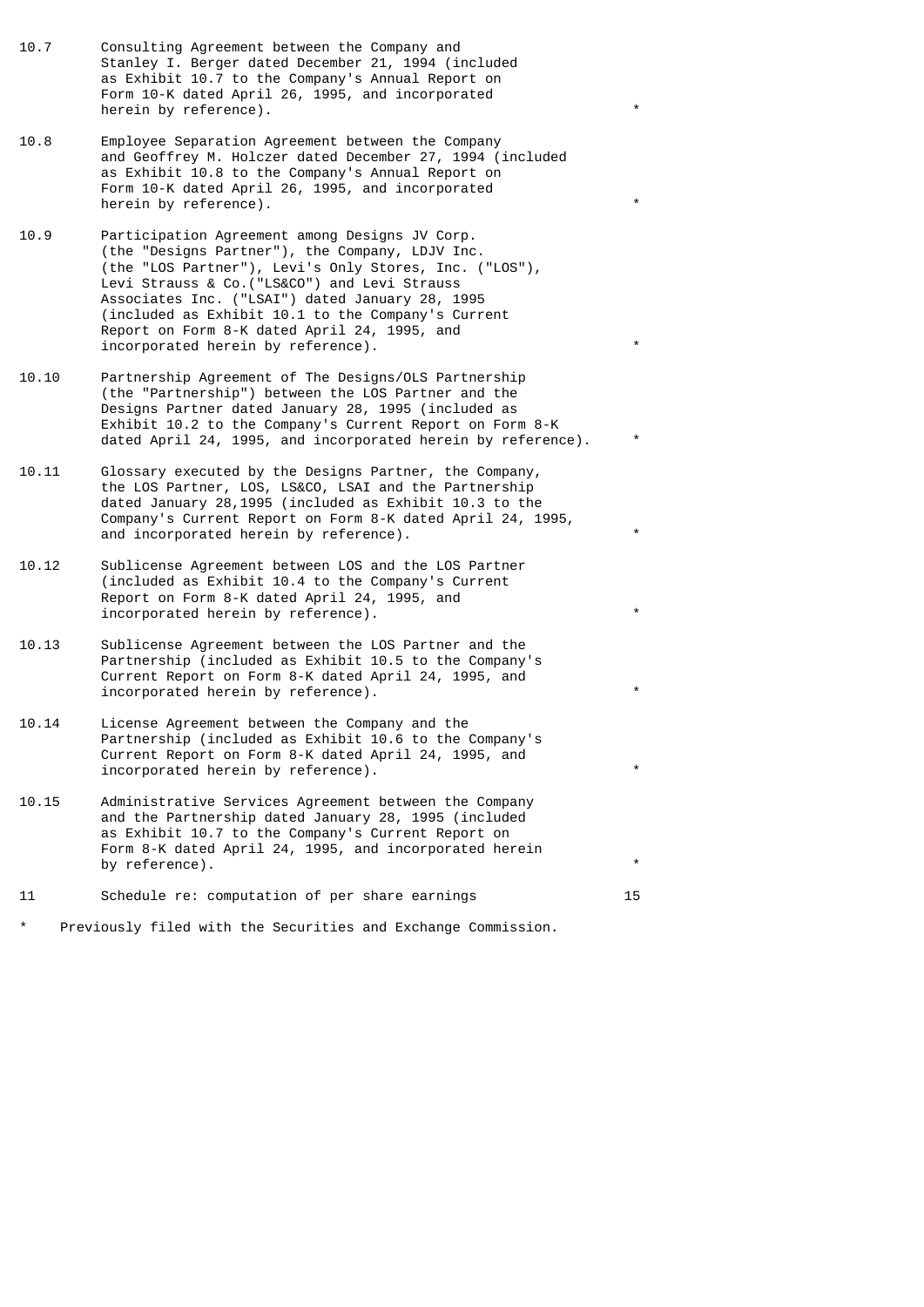| | | |
|---|---|---|
| 10.7 | Consulting Agreement between the Company and Stanley I. Berger dated December 21, 1994 (included as Exhibit 10.7 to the Company's Annual Report on Form 10-K dated April 26, 1995, and incorporated herein by reference). | * |
| 10.8 | Employee Separation Agreement between the Company and Geoffrey M. Holczer dated December 27, 1994 (included as Exhibit 10.8 to the Company's Annual Report on Form 10-K dated April 26, 1995, and incorporated herein by reference). | * |
| 10.9 | Participation Agreement among Designs JV Corp. (the "Designs Partner"), the Company, LDJV Inc. (the "LOS Partner"), Levi's Only Stores, Inc. ("LOS"), Levi Strauss & Co.("LS&CO") and Levi Strauss Associates Inc. ("LSAI") dated January 28, 1995 (included as Exhibit 10.1 to the Company's Current Report on Form 8-K dated April 24, 1995, and incorporated herein by reference). | * |
| 10.10 | Partnership Agreement of The Designs/OLS Partnership (the "Partnership") between the LOS Partner and the Designs Partner dated January 28, 1995 (included as Exhibit 10.2 to the Company's Current Report on Form 8-K dated April 24, 1995, and incorporated herein by reference). | * |
| 10.11 | Glossary executed by the Designs Partner, the Company, the LOS Partner, LOS, LS&CO, LSAI and the Partnership dated January 28,1995 (included as Exhibit 10.3 to the Company's Current Report on Form 8-K dated April 24, 1995, and incorporated herein by reference). | * |
| 10.12 | Sublicense Agreement between LOS and the LOS Partner (included as Exhibit 10.4 to the Company's Current Report on Form 8-K dated April 24, 1995, and incorporated herein by reference). | * |
| 10.13 | Sublicense Agreement between the LOS Partner and the Partnership (included as Exhibit 10.5 to the Company's Current Report on Form 8-K dated April 24, 1995, and incorporated herein by reference). | * |
| 10.14 | License Agreement between the Company and the Partnership (included as Exhibit 10.6 to the Company's Current Report on Form 8-K dated April 24, 1995, and incorporated herein by reference). | * |
| 10.15 | Administrative Services Agreement between the Company and the Partnership dated January 28, 1995 (included as Exhibit 10.7 to the Company's Current Report on Form 8-K dated April 24, 1995, and incorporated herein by reference). | * |
| 11 | Schedule re: computation of per share earnings | 15 |

\* Previously filed with the Securities and Exchange Commission.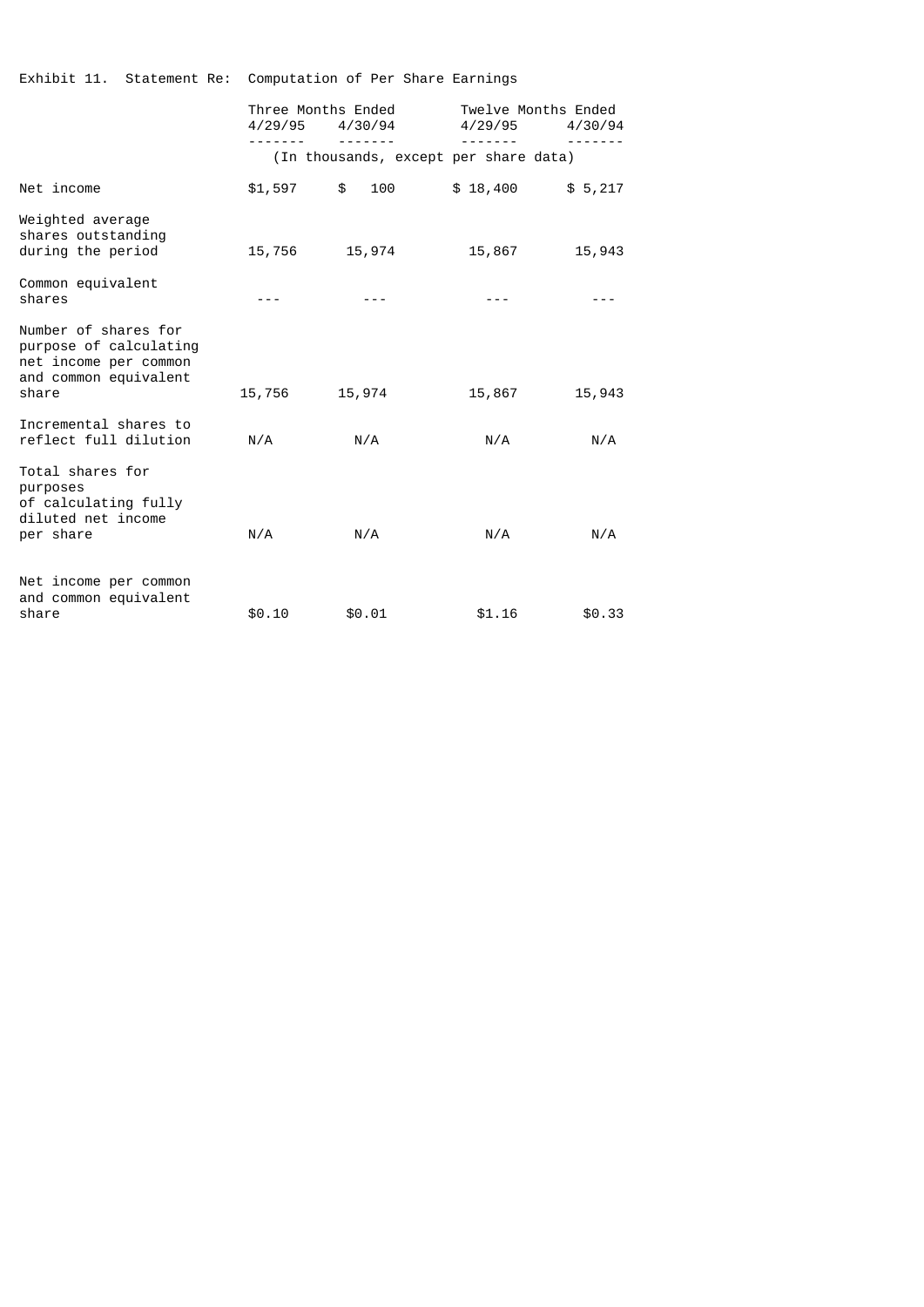Exhibit 11. Statement Re: Computation of Per Share Earnings

| | Three Months Ended | | Twelve Months Ended | |
|---|---|---|---|---|
| | 4/29/95 | 4/30/94 | 4/29/95 | 4/30/94 |
| | (In thousands, except per share data) | | | |
| Net income | $1,597 | $ 100 | $ 18,400 | $ 5,217 |
| Weighted average shares outstanding during the period | 15,756 | 15,974 | 15,867 | 15,943 |
| Common equivalent shares | --- | --- | --- | --- |
| Number of shares for purpose of calculating net income per common and common equivalent share | 15,756 | 15,974 | 15,867 | 15,943 |
| Incremental shares to reflect full dilution | N/A | N/A | N/A | N/A |
| Total shares for purposes of calculating fully diluted net income per share | N/A | N/A | N/A | N/A |
| Net income per common and common equivalent share | $0.10 | $0.01 | $1.16 | $0.33 |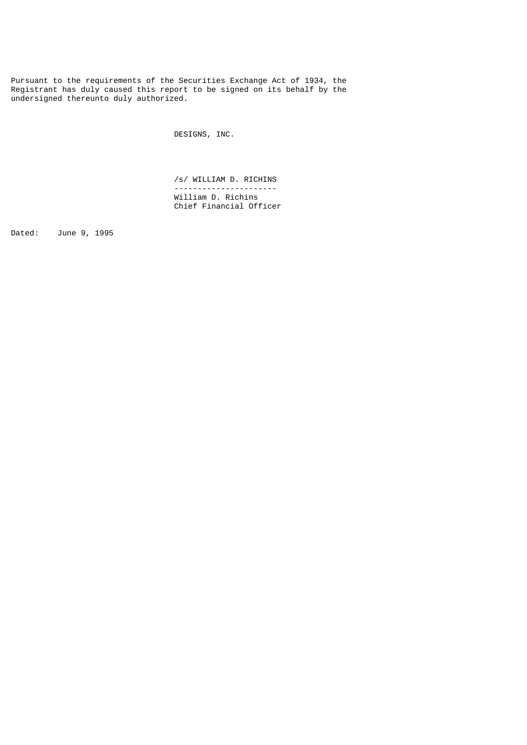Pursuant to the requirements of the Securities Exchange Act of 1934, the Registrant has duly caused this report to be signed on its behalf by the undersigned thereunto duly authorized.

DESIGNS, INC.

/s/ WILLIAM D. RICHINS

---------------------

William D. Richins
Chief Financial Officer

Dated: June 9, 1995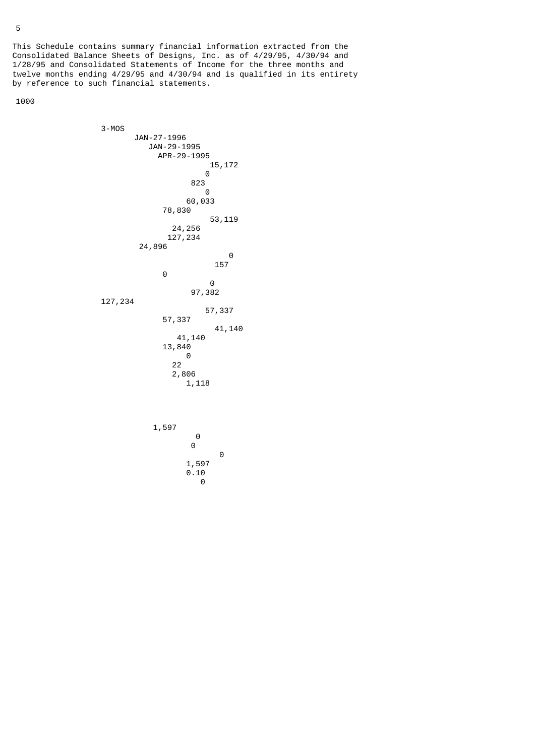5

This Schedule contains summary financial information extracted from the Consolidated Balance Sheets of Designs, Inc. as of 4/29/95, 4/30/94 and 1/28/95 and Consolidated Statements of Income for the three months and twelve months ending 4/29/95 and 4/30/94 and is qualified in its entirety by reference to such financial statements.

1000

```
3-MOS
       JAN-27-1996
          JAN-29-1995
            APR-29-1995
                       15,172
                           0
                      823
                           0
                     60,033
                78,830
                       53,119
                  24,256
                 127,234
          24,896
                             0
                          157
            0
                        0
                      97,382
127,234
                      57,337
            57,337
                        41,140
                  41,140
              13,840
                  0
                22
                 2,806
                    1,118



              1,597
                     0
                    0
                          0
                   1,597
                   0.10
                      0
```